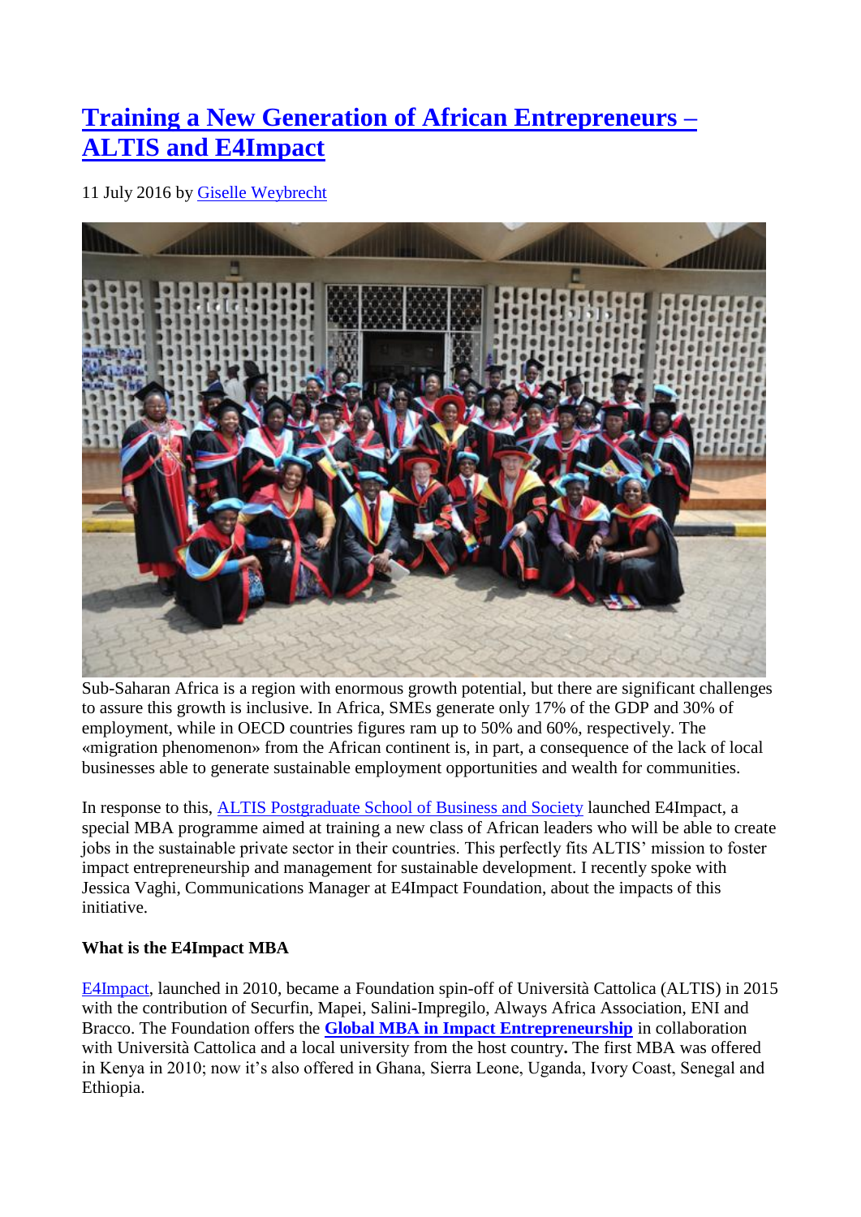# Training a New Generation of African Entrepreneurs – ALTIS and E4Impact

11 July 2016 by Giselle Weybrecht

Sub-Saharan Africa is a region with enormous growth potential, but there are significant challenges to assure this growth is inclusive. In Africa, SMEs generate only 17% of the GDP and 30% of employment, while in OECD countries figures ram up to 50% and 60%, respectively. The «migration phenomenon» from the African continent is, in part, a consequence of the lack of local businesses able to generate sustainable employment opportunities and wealth for communities.

In response to this, ALTIS Postgraduate School of Business and Society launched E4Impact, a special MBA programme aimed at training a new class of African leaders who will be able to create jobs in the sustainable private sector in their countries. This perfectly fits ALTIS' mission to foster impact entrepreneurship and management for sustainable development. I recently spoke with Jessica Vaghi, Communications Manager at E4Impact Foundation, about the impacts of this initiative.

**What is the E4Impact MBA**

E4Impact, launched in 2010, became a Foundation spin-off of Università Cattolica (ALTIS) in 2015 with the contribution of Securfin, Mapei, Salini-Impregilo, Always Africa Association, ENI and Bracco. The Foundation offers the **Global MBA in Impact Entrepreneurship** in collaboration with Università Cattolica and a local university from the host country**.** The first MBA was offered in Kenya in 2010; now it's also offered in Ghana, Sierra Leone, Uganda, Ivory Coast, Senegal and Ethiopia.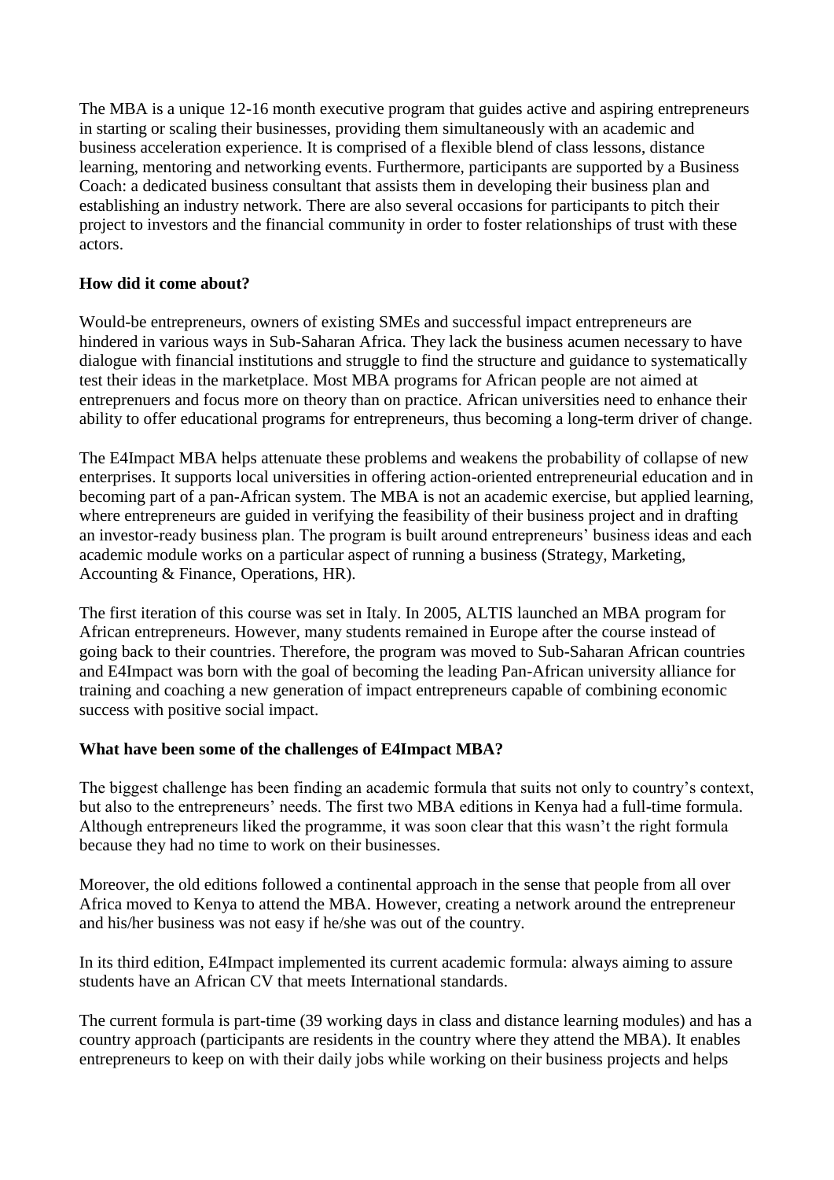The MBA is a unique 12-16 month executive program that guides active and aspiring entrepreneurs in starting or scaling their businesses, providing them simultaneously with an academic and business acceleration experience. It is comprised of a flexible blend of class lessons, distance learning, mentoring and networking events. Furthermore, participants are supported by a Business Coach: a dedicated business consultant that assists them in developing their business plan and establishing an industry network. There are also several occasions for participants to pitch their project to investors and the financial community in order to foster relationships of trust with these actors.

**How did it come about?**

Would-be entrepreneurs, owners of existing SMEs and successful impact entrepreneurs are hindered in various ways in Sub-Saharan Africa. They lack the business acumen necessary to have dialogue with financial institutions and struggle to find the structure and guidance to systematically test their ideas in the marketplace. Most MBA programs for African people are not aimed at entreprenuers and focus more on theory than on practice. African universities need to enhance their ability to offer educational programs for entrepreneurs, thus becoming a long-term driver of change.

The E4Impact MBA helps attenuate these problems and weakens the probability of collapse of new enterprises. It supports local universities in offering action-oriented entrepreneurial education and in becoming part of a pan-African system. The MBA is not an academic exercise, but applied learning, where entrepreneurs are guided in verifying the feasibility of their business project and in drafting an investor-ready business plan. The program is built around entrepreneurs' business ideas and each academic module works on a particular aspect of running a business (Strategy, Marketing, Accounting & Finance, Operations, HR).

The first iteration of this course was set in Italy. In 2005, ALTIS launched an MBA program for African entrepreneurs. However, many students remained in Europe after the course instead of going back to their countries. Therefore, the program was moved to Sub-Saharan African countries and E4Impact was born with the goal of becoming the leading Pan-African university alliance for training and coaching a new generation of impact entrepreneurs capable of combining economic success with positive social impact.

**What have been some of the challenges of E4Impact MBA?**

The biggest challenge has been finding an academic formula that suits not only to country's context, but also to the entrepreneurs' needs. The first two MBA editions in Kenya had a full-time formula. Although entrepreneurs liked the programme, it was soon clear that this wasn't the right formula because they had no time to work on their businesses.

Moreover, the old editions followed a continental approach in the sense that people from all over Africa moved to Kenya to attend the MBA. However, creating a network around the entrepreneur and his/her business was not easy if he/she was out of the country.

In its third edition, E4Impact implemented its current academic formula: always aiming to assure students have an African CV that meets International standards.

The current formula is part-time (39 working days in class and distance learning modules) and has a country approach (participants are residents in the country where they attend the MBA). It enables entrepreneurs to keep on with their daily jobs while working on their business projects and helps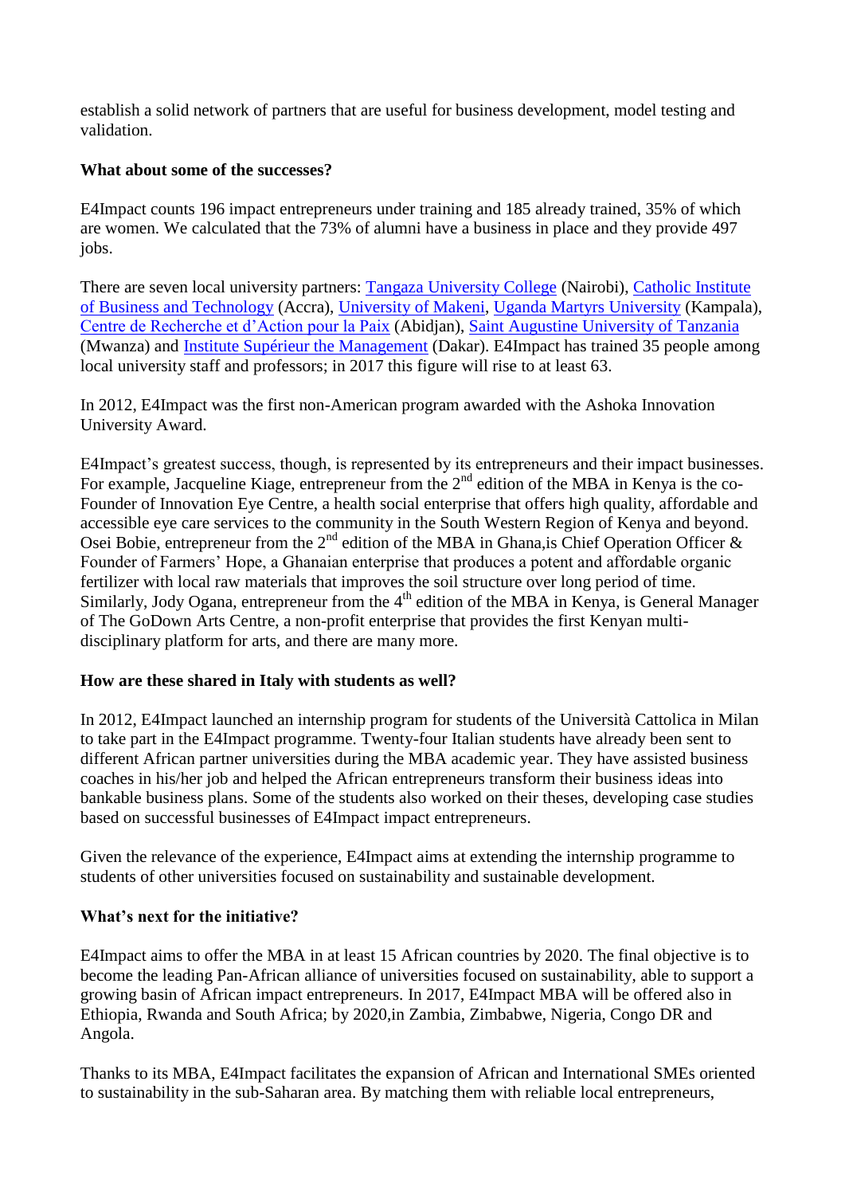establish a solid network of partners that are useful for business development, model testing and validation.

**What about some of the successes?**

E4Impact counts 196 impact entrepreneurs under training and 185 already trained, 35% of which are women. We calculated that the 73% of alumni have a business in place and they provide 497 jobs.

There are seven local university partners: Tangaza University College (Nairobi), Catholic Institute of Business and Technology (Accra), University of Makeni, Uganda Martyrs University (Kampala), Centre de Recherche et d'Action pour la Paix (Abidjan), Saint Augustine University of Tanzania (Mwanza) and Institute Supérieur the Management (Dakar). E4Impact has trained 35 people among local university staff and professors; in 2017 this figure will rise to at least 63.

In 2012, E4Impact was the first non-American program awarded with the Ashoka Innovation University Award.

E4Impact's greatest success, though, is represented by its entrepreneurs and their impact businesses. For example, Jacqueline Kiage, entrepreneur from the 2nd edition of the MBA in Kenya is the co-Founder of Innovation Eye Centre, a health social enterprise that offers high quality, affordable and accessible eye care services to the community in the South Western Region of Kenya and beyond. Osei Bobie, entrepreneur from the 2nd edition of the MBA in Ghana,is Chief Operation Officer & Founder of Farmers' Hope, a Ghanaian enterprise that produces a potent and affordable organic fertilizer with local raw materials that improves the soil structure over long period of time. Similarly, Jody Ogana, entrepreneur from the 4th edition of the MBA in Kenya, is General Manager of The GoDown Arts Centre, a non-profit enterprise that provides the first Kenyan multi-disciplinary platform for arts, and there are many more.

**How are these shared in Italy with students as well?**

In 2012, E4Impact launched an internship program for students of the Università Cattolica in Milan to take part in the E4Impact programme. Twenty-four Italian students have already been sent to different African partner universities during the MBA academic year. They have assisted business coaches in his/her job and helped the African entrepreneurs transform their business ideas into bankable business plans. Some of the students also worked on their theses, developing case studies based on successful businesses of E4Impact impact entrepreneurs.

Given the relevance of the experience, E4Impact aims at extending the internship programme to students of other universities focused on sustainability and sustainable development.

**What's next for the initiative?**

E4Impact aims to offer the MBA in at least 15 African countries by 2020. The final objective is to become the leading Pan-African alliance of universities focused on sustainability, able to support a growing basin of African impact entrepreneurs. In 2017, E4Impact MBA will be offered also in Ethiopia, Rwanda and South Africa; by 2020,in Zambia, Zimbabwe, Nigeria, Congo DR and Angola.

Thanks to its MBA, E4Impact facilitates the expansion of African and International SMEs oriented to sustainability in the sub-Saharan area. By matching them with reliable local entrepreneurs,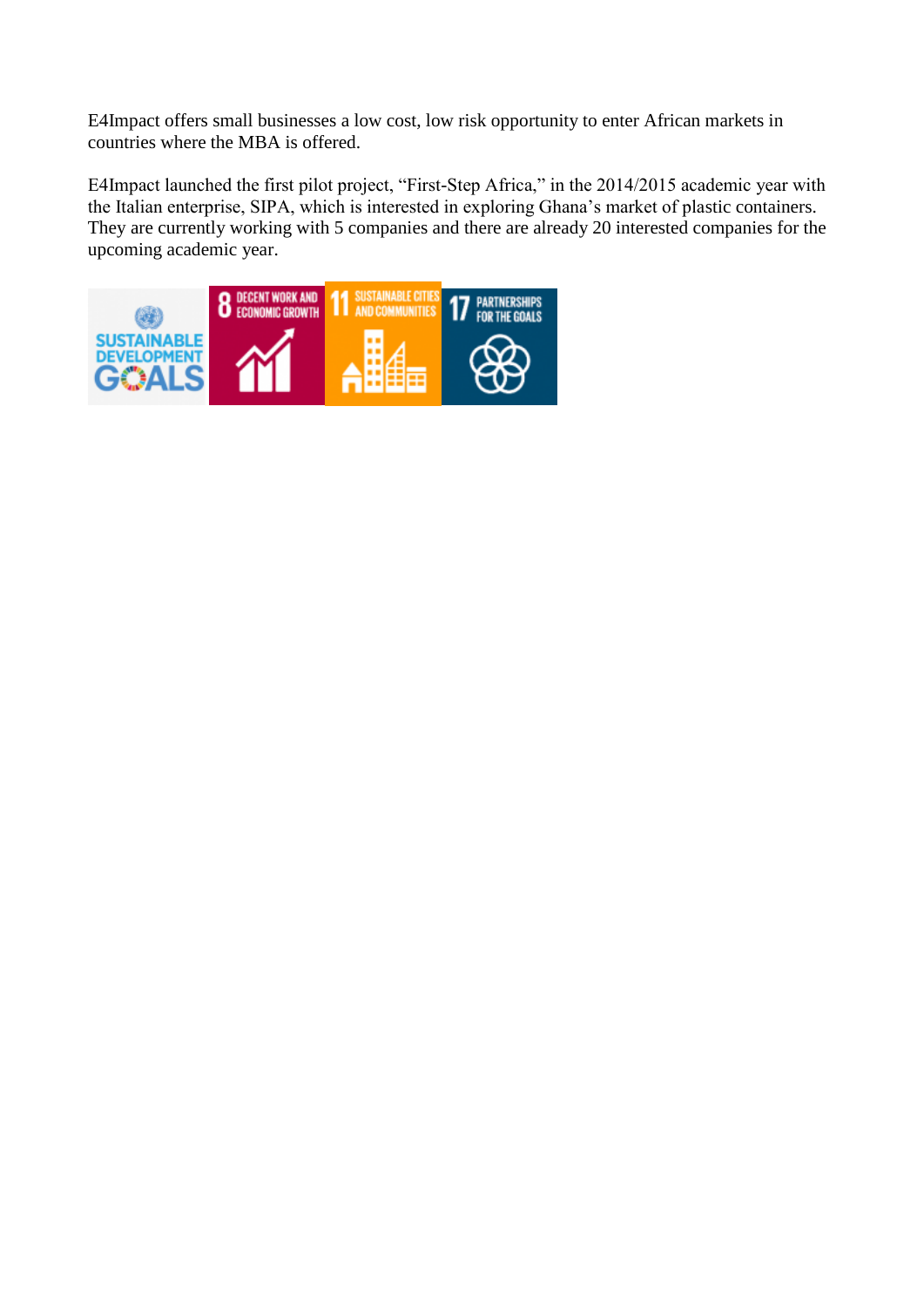E4Impact offers small businesses a low cost, low risk opportunity to enter African markets in countries where the MBA is offered.

E4Impact launched the first pilot project, "First-Step Africa," in the 2014/2015 academic year with the Italian enterprise, SIPA, which is interested in exploring Ghana's market of plastic containers. They are currently working with 5 companies and there are already 20 interested companies for the upcoming academic year.